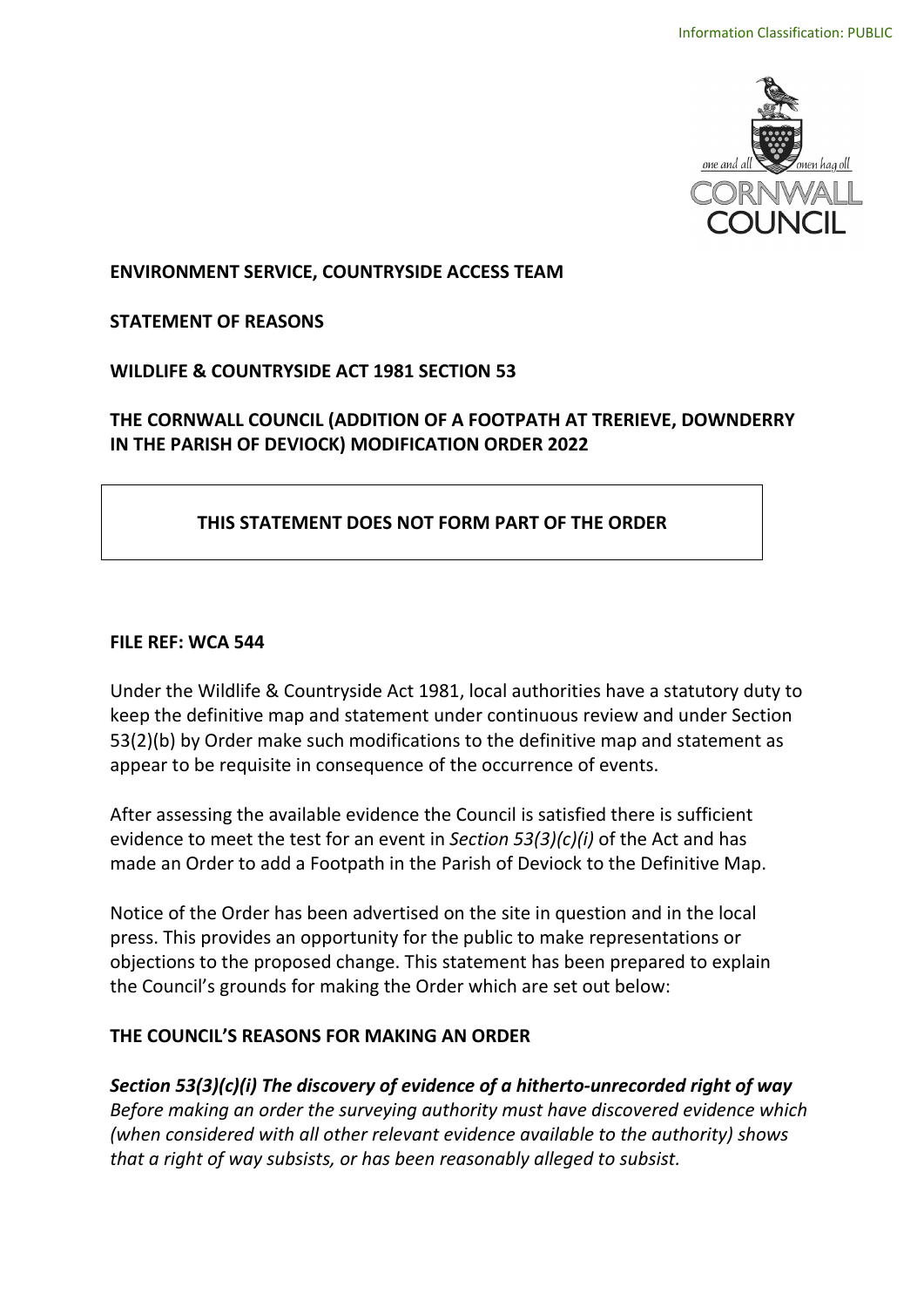Information Classification: PUBLIC

**ENVIRONMENT SERVICE, COUNTRYSIDE ACCESS TEAM**

**STATEMENT OF REASONS**

**WILDLIFE & COUNTRYSIDE ACT 1981 SECTION 53**

**THE CORNWALL COUNCIL (ADDITION OF A FOOTPATH AT TRERIEVE, DOWNDERRY IN THE PARISH OF DEVIOCK) MODIFICATION ORDER 2022**

**THIS STATEMENT DOES NOT FORM PART OF THE ORDER**

**FILE REF: WCA 544**

Under the Wildlife & Countryside Act 1981, local authorities have a statutory duty to keep the definitive map and statement under continuous review and under Section 53(2)(b) by Order make such modifications to the definitive map and statement as appear to be requisite in consequence of the occurrence of events.

After assessing the available evidence the Council is satisfied there is sufficient evidence to meet the test for an event in *Section 53(3)(c)(i)* of the Act and has made an Order to add a Footpath in the Parish of Deviock to the Definitive Map.

Notice of the Order has been advertised on the site in question and in the local press. This provides an opportunity for the public to make representations or objections to the proposed change. This statement has been prepared to explain the Council's grounds for making the Order which are set out below:

**THE COUNCIL'S REASONS FOR MAKING AN ORDER**

***Section 53(3)(c)(i) The discovery of evidence of a hitherto-unrecorded right of way***
*Before making an order the surveying authority must have discovered evidence which (when considered with all other relevant evidence available to the authority) shows that a right of way subsists, or has been reasonably alleged to subsist.*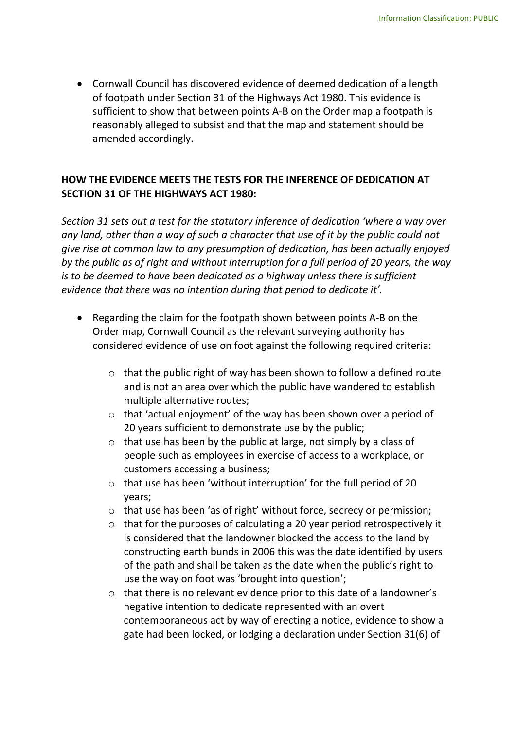- Cornwall Council has discovered evidence of deemed dedication of a length of footpath under Section 31 of the Highways Act 1980. This evidence is sufficient to show that between points A-B on the Order map a footpath is reasonably alleged to subsist and that the map and statement should be amended accordingly.

**HOW THE EVIDENCE MEETS THE TESTS FOR THE INFERENCE OF DEDICATION AT SECTION 31 OF THE HIGHWAYS ACT 1980:**

*Section 31 sets out a test for the statutory inference of dedication 'where a way over any land, other than a way of such a character that use of it by the public could not give rise at common law to any presumption of dedication, has been actually enjoyed by the public as of right and without interruption for a full period of 20 years, the way is to be deemed to have been dedicated as a highway unless there is sufficient evidence that there was no intention during that period to dedicate it'.*

- Regarding the claim for the footpath shown between points A-B on the Order map, Cornwall Council as the relevant surveying authority has considered evidence of use on foot against the following required criteria:
    - that the public right of way has been shown to follow a defined route and is not an area over which the public have wandered to establish multiple alternative routes;
    - that 'actual enjoyment' of the way has been shown over a period of 20 years sufficient to demonstrate use by the public;
    - that use has been by the public at large, not simply by a class of people such as employees in exercise of access to a workplace, or customers accessing a business;
    - that use has been 'without interruption' for the full period of 20 years;
    - that use has been 'as of right' without force, secrecy or permission;
    - that for the purposes of calculating a 20 year period retrospectively it is considered that the landowner blocked the access to the land by constructing earth bunds in 2006 this was the date identified by users of the path and shall be taken as the date when the public's right to use the way on foot was 'brought into question';
    - that there is no relevant evidence prior to this date of a landowner's negative intention to dedicate represented with an overt contemporaneous act by way of erecting a notice, evidence to show a gate had been locked, or lodging a declaration under Section 31(6) of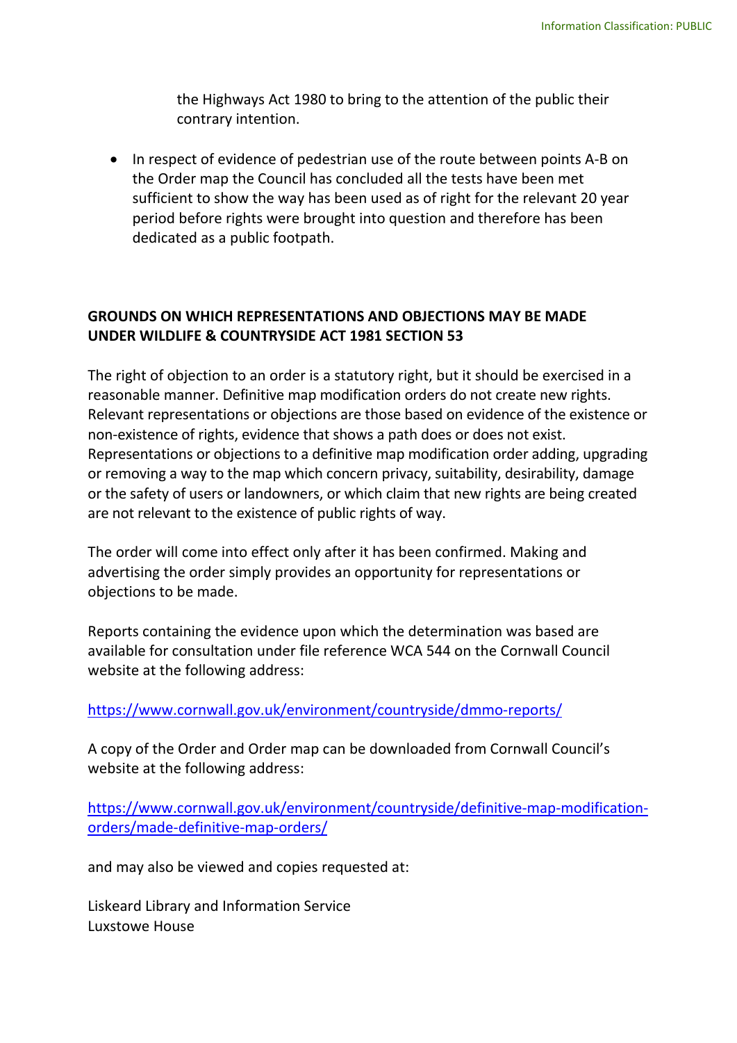the Highways Act 1980 to bring to the attention of the public their contrary intention.

- In respect of evidence of pedestrian use of the route between points A-B on the Order map the Council has concluded all the tests have been met sufficient to show the way has been used as of right for the relevant 20 year period before rights were brought into question and therefore has been dedicated as a public footpath.

**GROUNDS ON WHICH REPRESENTATIONS AND OBJECTIONS MAY BE MADE UNDER WILDLIFE & COUNTRYSIDE ACT 1981 SECTION 53**

The right of objection to an order is a statutory right, but it should be exercised in a reasonable manner. Definitive map modification orders do not create new rights. Relevant representations or objections are those based on evidence of the existence or non-existence of rights, evidence that shows a path does or does not exist. Representations or objections to a definitive map modification order adding, upgrading or removing a way to the map which concern privacy, suitability, desirability, damage or the safety of users or landowners, or which claim that new rights are being created are not relevant to the existence of public rights of way.

The order will come into effect only after it has been confirmed. Making and advertising the order simply provides an opportunity for representations or objections to be made.

Reports containing the evidence upon which the determination was based are available for consultation under file reference WCA 544 on the Cornwall Council website at the following address:

https://www.cornwall.gov.uk/environment/countryside/dmmo-reports/

A copy of the Order and Order map can be downloaded from Cornwall Council's website at the following address:

https://www.cornwall.gov.uk/environment/countryside/definitive-map-modification-orders/made-definitive-map-orders/

and may also be viewed and copies requested at:

Liskeard Library and Information Service
Luxstowe House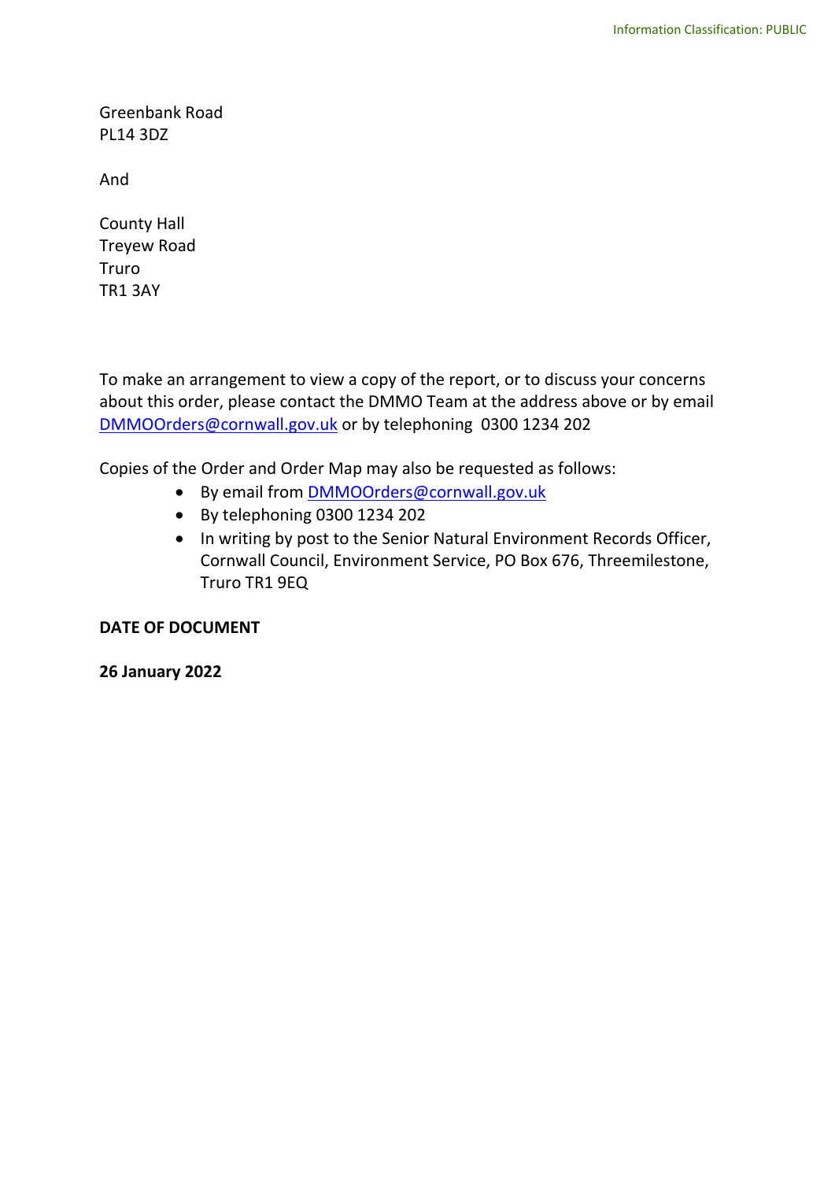Greenbank Road
PL14 3DZ

And

County Hall
Treyew Road
Truro
TR1 3AY

To make an arrangement to view a copy of the report, or to discuss your concerns about this order, please contact the DMMO Team at the address above or by email DMMOOrders@cornwall.gov.uk or by telephoning 0300 1234 202

Copies of the Order and Order Map may also be requested as follows:

- By email from DMMOOrders@cornwall.gov.uk
- By telephoning 0300 1234 202
- In writing by post to the Senior Natural Environment Records Officer, Cornwall Council, Environment Service, PO Box 676, Threemilestone, Truro TR1 9EQ

**DATE OF DOCUMENT**

**26 January 2022**